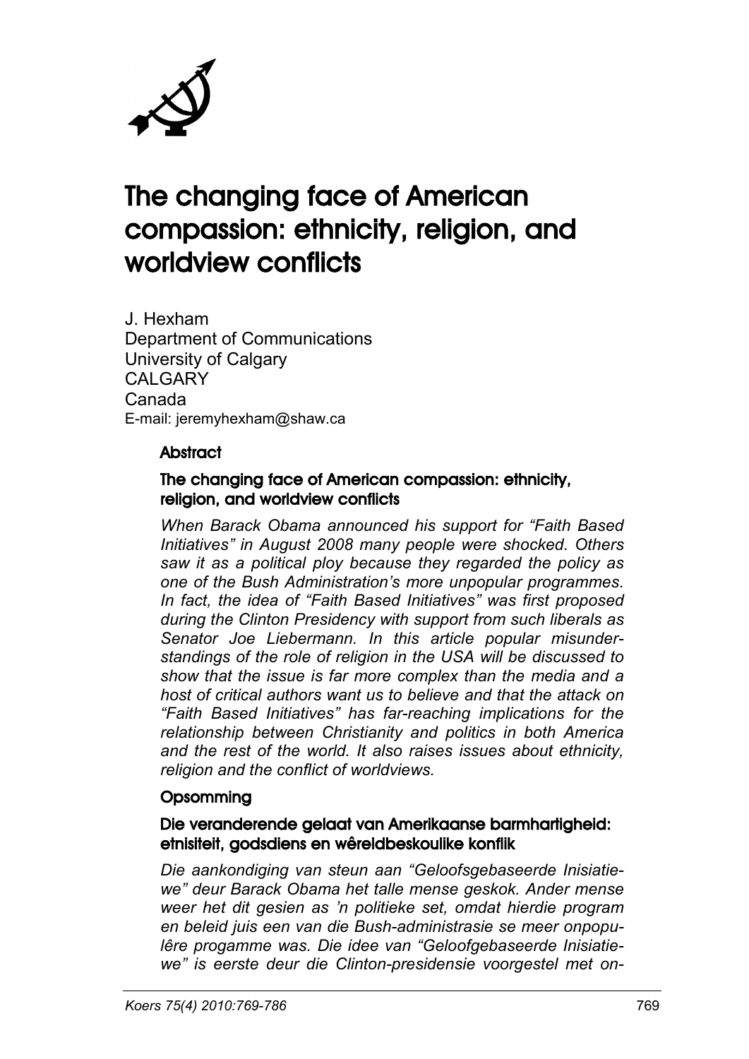# The changing face of American compassion: ethnicity, religion, and worldview conflicts

J. Hexham
Department of Communications
University of Calgary
CALGARY
Canada
E-mail: jeremyhexham@shaw.ca

## Abstract

### The changing face of American compassion: ethnicity, religion, and worldview conflicts

*When Barack Obama announced his support for "Faith Based Initiatives" in August 2008 many people were shocked. Others saw it as a political ploy because they regarded the policy as one of the Bush Administration's more unpopular programmes. In fact, the idea of "Faith Based Initiatives" was first proposed during the Clinton Presidency with support from such liberals as Senator Joe Liebermann. In this article popular misunderstandings of the role of religion in the USA will be discussed to show that the issue is far more complex than the media and a host of critical authors want us to believe and that the attack on "Faith Based Initiatives" has far-reaching implications for the relationship between Christianity and politics in both America and the rest of the world. It also raises issues about ethnicity, religion and the conflict of worldviews.*

## Opsomming

### Die veranderende gelaat van Amerikaanse barmhartigheid: etnisiteit, godsdiens en wêreldbeskoulike konflik

*Die aankondiging van steun aan "Geloofsgebaseerde Inisiatiewe" deur Barack Obama het talle mense geskok. Ander mense weer het dit gesien as 'n politieke set, omdat hierdie program en beleid juis een van die Bush-administrasie se meer onpopulêre progamme was. Die idee van "Geloofgebaseerde Inisiatiewe" is eerste deur die Clinton-presidensie voorgestel met on-*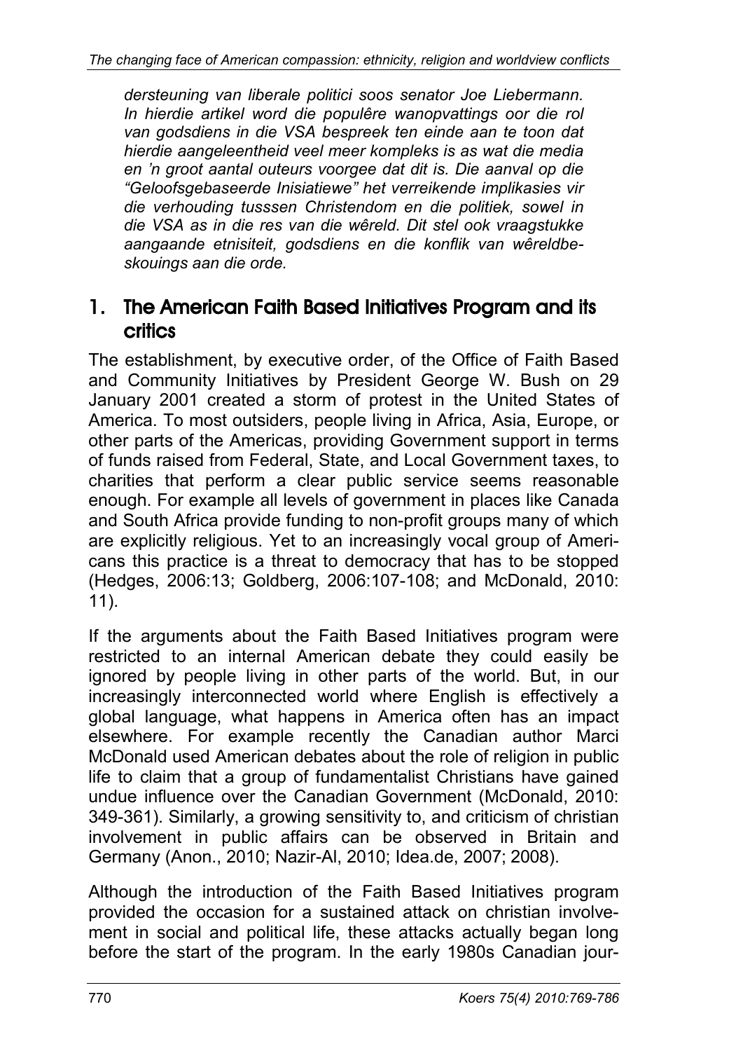*dersteuning van liberale politici soos senator Joe Liebermann. In hierdie artikel word die populêre wanopvattings oor die rol van godsdiens in die VSA bespreek ten einde aan te toon dat hierdie aangeleentheid veel meer kompleks is as wat die media en 'n groot aantal outeurs voorgee dat dit is. Die aanval op die "Geloofsgebaseerde Inisiatiewe" het verreikende implikasies vir die verhouding tusssen Christendom en die politiek, sowel in die VSA as in die res van die wêreld. Dit stel ook vraagstukke aangaande etnisiteit, godsdiens en die konflik van wêreldbeskouings aan die orde.*

## 1. The American Faith Based Initiatives Program and its critics

The establishment, by executive order, of the Office of Faith Based and Community Initiatives by President George W. Bush on 29 January 2001 created a storm of protest in the United States of America. To most outsiders, people living in Africa, Asia, Europe, or other parts of the Americas, providing Government support in terms of funds raised from Federal, State, and Local Government taxes, to charities that perform a clear public service seems reasonable enough. For example all levels of government in places like Canada and South Africa provide funding to non-profit groups many of which are explicitly religious. Yet to an increasingly vocal group of Americans this practice is a threat to democracy that has to be stopped (Hedges, 2006:13; Goldberg, 2006:107-108; and McDonald, 2010: 11).

If the arguments about the Faith Based Initiatives program were restricted to an internal American debate they could easily be ignored by people living in other parts of the world. But, in our increasingly interconnected world where English is effectively a global language, what happens in America often has an impact elsewhere. For example recently the Canadian author Marci McDonald used American debates about the role of religion in public life to claim that a group of fundamentalist Christians have gained undue influence over the Canadian Government (McDonald, 2010: 349-361). Similarly, a growing sensitivity to, and criticism of christian involvement in public affairs can be observed in Britain and Germany (Anon., 2010; Nazir-Al, 2010; Idea.de, 2007; 2008).

Although the introduction of the Faith Based Initiatives program provided the occasion for a sustained attack on christian involvement in social and political life, these attacks actually began long before the start of the program. In the early 1980s Canadian jour-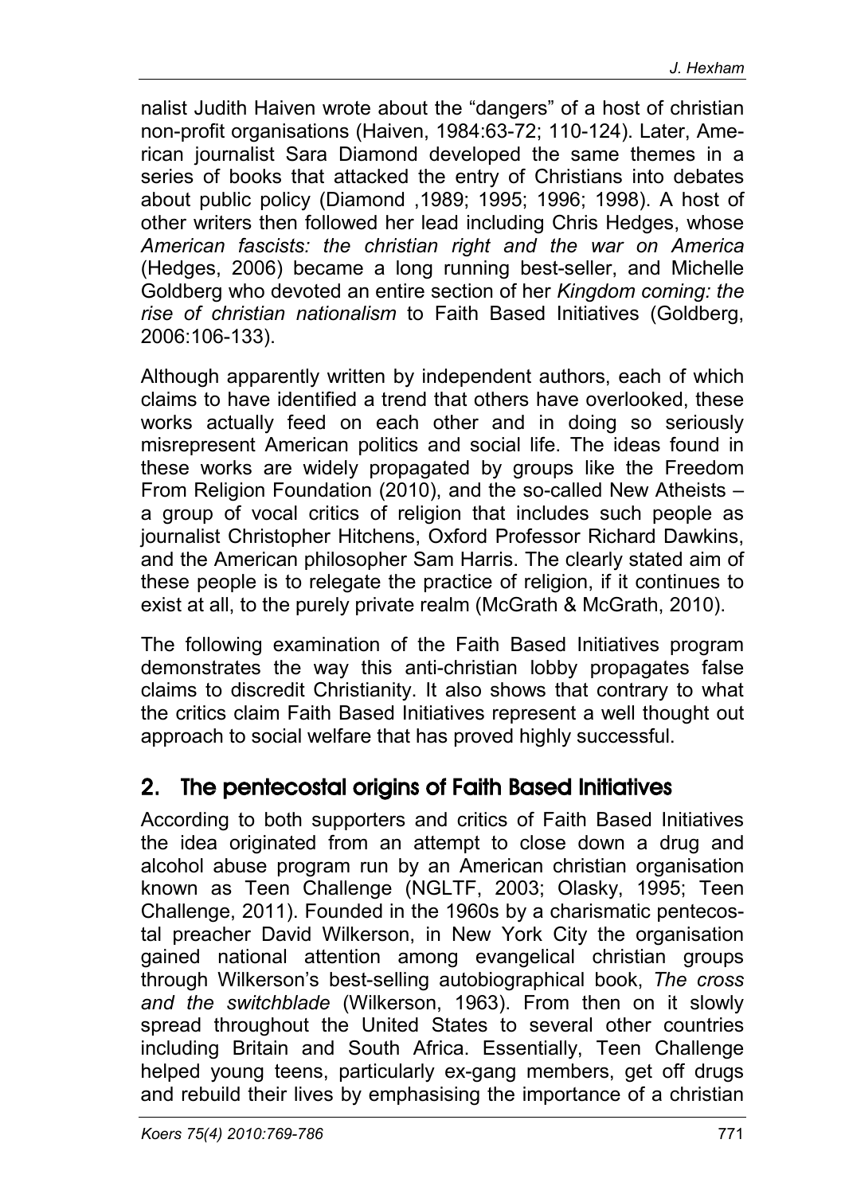nalist Judith Haiven wrote about the "dangers" of a host of christian non-profit organisations (Haiven, 1984:63-72; 110-124). Later, American journalist Sara Diamond developed the same themes in a series of books that attacked the entry of Christians into debates about public policy (Diamond ,1989; 1995; 1996; 1998). A host of other writers then followed her lead including Chris Hedges, whose *American fascists: the christian right and the war on America* (Hedges, 2006) became a long running best-seller, and Michelle Goldberg who devoted an entire section of her *Kingdom coming: the rise of christian nationalism* to Faith Based Initiatives (Goldberg, 2006:106-133).

Although apparently written by independent authors, each of which claims to have identified a trend that others have overlooked, these works actually feed on each other and in doing so seriously misrepresent American politics and social life. The ideas found in these works are widely propagated by groups like the Freedom From Religion Foundation (2010), and the so-called New Atheists – a group of vocal critics of religion that includes such people as journalist Christopher Hitchens, Oxford Professor Richard Dawkins, and the American philosopher Sam Harris. The clearly stated aim of these people is to relegate the practice of religion, if it continues to exist at all, to the purely private realm (McGrath & McGrath, 2010).

The following examination of the Faith Based Initiatives program demonstrates the way this anti-christian lobby propagates false claims to discredit Christianity. It also shows that contrary to what the critics claim Faith Based Initiatives represent a well thought out approach to social welfare that has proved highly successful.

## 2. The pentecostal origins of Faith Based Initiatives

According to both supporters and critics of Faith Based Initiatives the idea originated from an attempt to close down a drug and alcohol abuse program run by an American christian organisation known as Teen Challenge (NGLTF, 2003; Olasky, 1995; Teen Challenge, 2011). Founded in the 1960s by a charismatic pentecostal preacher David Wilkerson, in New York City the organisation gained national attention among evangelical christian groups through Wilkerson's best-selling autobiographical book, *The cross and the switchblade* (Wilkerson, 1963). From then on it slowly spread throughout the United States to several other countries including Britain and South Africa. Essentially, Teen Challenge helped young teens, particularly ex-gang members, get off drugs and rebuild their lives by emphasising the importance of a christian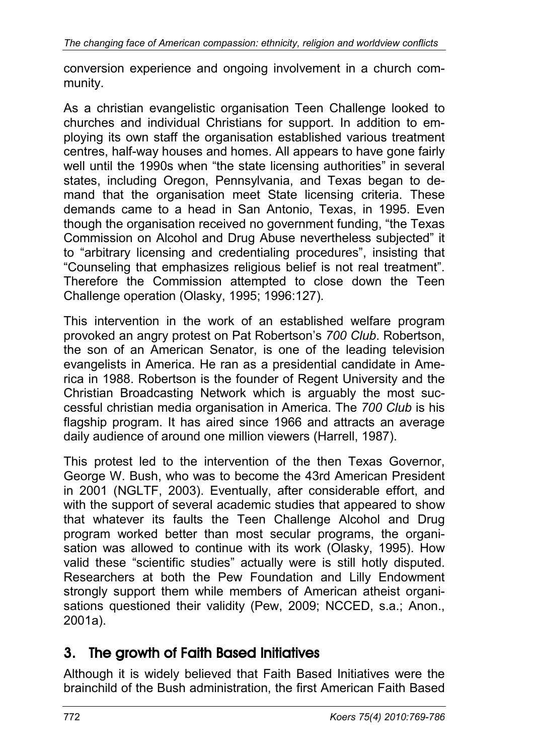conversion experience and ongoing involvement in a church community.

As a christian evangelistic organisation Teen Challenge looked to churches and individual Christians for support. In addition to employing its own staff the organisation established various treatment centres, half-way houses and homes. All appears to have gone fairly well until the 1990s when "the state licensing authorities" in several states, including Oregon, Pennsylvania, and Texas began to demand that the organisation meet State licensing criteria. These demands came to a head in San Antonio, Texas, in 1995. Even though the organisation received no government funding, "the Texas Commission on Alcohol and Drug Abuse nevertheless subjected" it to "arbitrary licensing and credentialing procedures", insisting that "Counseling that emphasizes religious belief is not real treatment". Therefore the Commission attempted to close down the Teen Challenge operation (Olasky, 1995; 1996:127).

This intervention in the work of an established welfare program provoked an angry protest on Pat Robertson's *700 Club*. Robertson, the son of an American Senator, is one of the leading television evangelists in America. He ran as a presidential candidate in America in 1988. Robertson is the founder of Regent University and the Christian Broadcasting Network which is arguably the most successful christian media organisation in America. The *700 Club* is his flagship program. It has aired since 1966 and attracts an average daily audience of around one million viewers (Harrell, 1987).

This protest led to the intervention of the then Texas Governor, George W. Bush, who was to become the 43rd American President in 2001 (NGLTF, 2003). Eventually, after considerable effort, and with the support of several academic studies that appeared to show that whatever its faults the Teen Challenge Alcohol and Drug program worked better than most secular programs, the organisation was allowed to continue with its work (Olasky, 1995). How valid these "scientific studies" actually were is still hotly disputed. Researchers at both the Pew Foundation and Lilly Endowment strongly support them while members of American atheist organisations questioned their validity (Pew, 2009; NCCED, s.a.; Anon., 2001a).

## 3. The growth of Faith Based Initiatives

Although it is widely believed that Faith Based Initiatives were the brainchild of the Bush administration, the first American Faith Based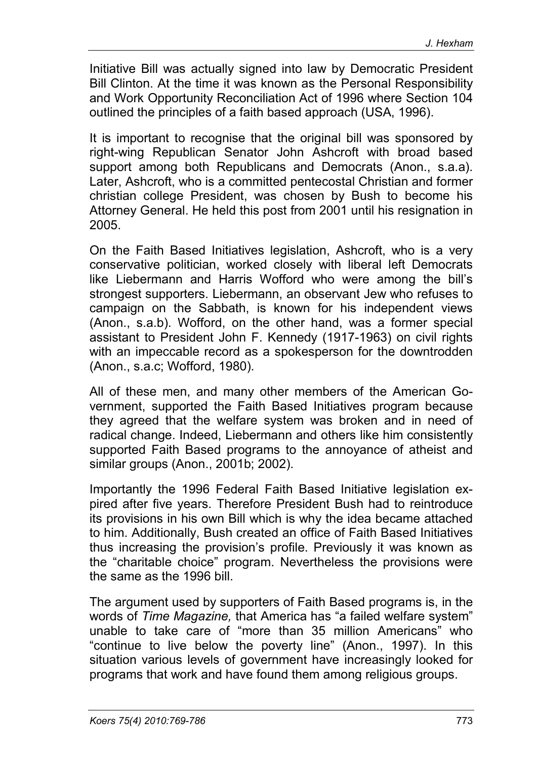Initiative Bill was actually signed into law by Democratic President Bill Clinton. At the time it was known as the Personal Responsibility and Work Opportunity Reconciliation Act of 1996 where Section 104 outlined the principles of a faith based approach (USA, 1996).

It is important to recognise that the original bill was sponsored by right-wing Republican Senator John Ashcroft with broad based support among both Republicans and Democrats (Anon., s.a.a). Later, Ashcroft, who is a committed pentecostal Christian and former christian college President, was chosen by Bush to become his Attorney General. He held this post from 2001 until his resignation in 2005.

On the Faith Based Initiatives legislation, Ashcroft, who is a very conservative politician, worked closely with liberal left Democrats like Liebermann and Harris Wofford who were among the bill's strongest supporters. Liebermann, an observant Jew who refuses to campaign on the Sabbath, is known for his independent views (Anon., s.a.b). Wofford, on the other hand, was a former special assistant to President John F. Kennedy (1917-1963) on civil rights with an impeccable record as a spokesperson for the downtrodden (Anon., s.a.c; Wofford, 1980).

All of these men, and many other members of the American Government, supported the Faith Based Initiatives program because they agreed that the welfare system was broken and in need of radical change. Indeed, Liebermann and others like him consistently supported Faith Based programs to the annoyance of atheist and similar groups (Anon., 2001b; 2002).

Importantly the 1996 Federal Faith Based Initiative legislation expired after five years. Therefore President Bush had to reintroduce its provisions in his own Bill which is why the idea became attached to him. Additionally, Bush created an office of Faith Based Initiatives thus increasing the provision's profile. Previously it was known as the "charitable choice" program. Nevertheless the provisions were the same as the 1996 bill.

The argument used by supporters of Faith Based programs is, in the words of *Time Magazine,* that America has "a failed welfare system" unable to take care of "more than 35 million Americans" who "continue to live below the poverty line" (Anon., 1997). In this situation various levels of government have increasingly looked for programs that work and have found them among religious groups.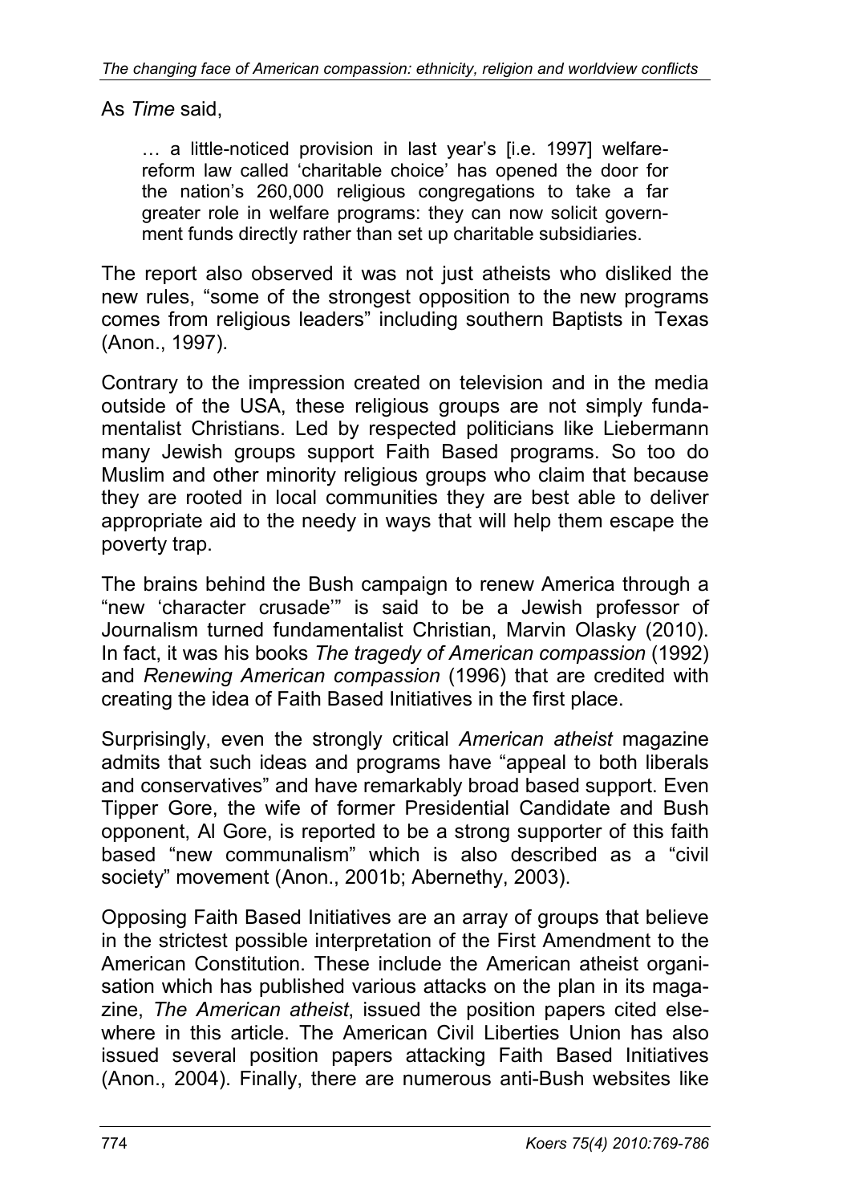As *Time* said,

> … a little-noticed provision in last year's [i.e. 1997] welfare-reform law called 'charitable choice' has opened the door for the nation's 260,000 religious congregations to take a far greater role in welfare programs: they can now solicit government funds directly rather than set up charitable subsidiaries.

The report also observed it was not just atheists who disliked the new rules, "some of the strongest opposition to the new programs comes from religious leaders" including southern Baptists in Texas (Anon., 1997).

Contrary to the impression created on television and in the media outside of the USA, these religious groups are not simply fundamentalist Christians. Led by respected politicians like Liebermann many Jewish groups support Faith Based programs. So too do Muslim and other minority religious groups who claim that because they are rooted in local communities they are best able to deliver appropriate aid to the needy in ways that will help them escape the poverty trap.

The brains behind the Bush campaign to renew America through a "new 'character crusade'" is said to be a Jewish professor of Journalism turned fundamentalist Christian, Marvin Olasky (2010). In fact, it was his books *The tragedy of American compassion* (1992) and *Renewing American compassion* (1996) that are credited with creating the idea of Faith Based Initiatives in the first place.

Surprisingly, even the strongly critical *American atheist* magazine admits that such ideas and programs have "appeal to both liberals and conservatives" and have remarkably broad based support. Even Tipper Gore, the wife of former Presidential Candidate and Bush opponent, Al Gore, is reported to be a strong supporter of this faith based "new communalism" which is also described as a "civil society" movement (Anon., 2001b; Abernethy, 2003).

Opposing Faith Based Initiatives are an array of groups that believe in the strictest possible interpretation of the First Amendment to the American Constitution. These include the American atheist organisation which has published various attacks on the plan in its magazine, *The American atheist*, issued the position papers cited elsewhere in this article. The American Civil Liberties Union has also issued several position papers attacking Faith Based Initiatives (Anon., 2004). Finally, there are numerous anti-Bush websites like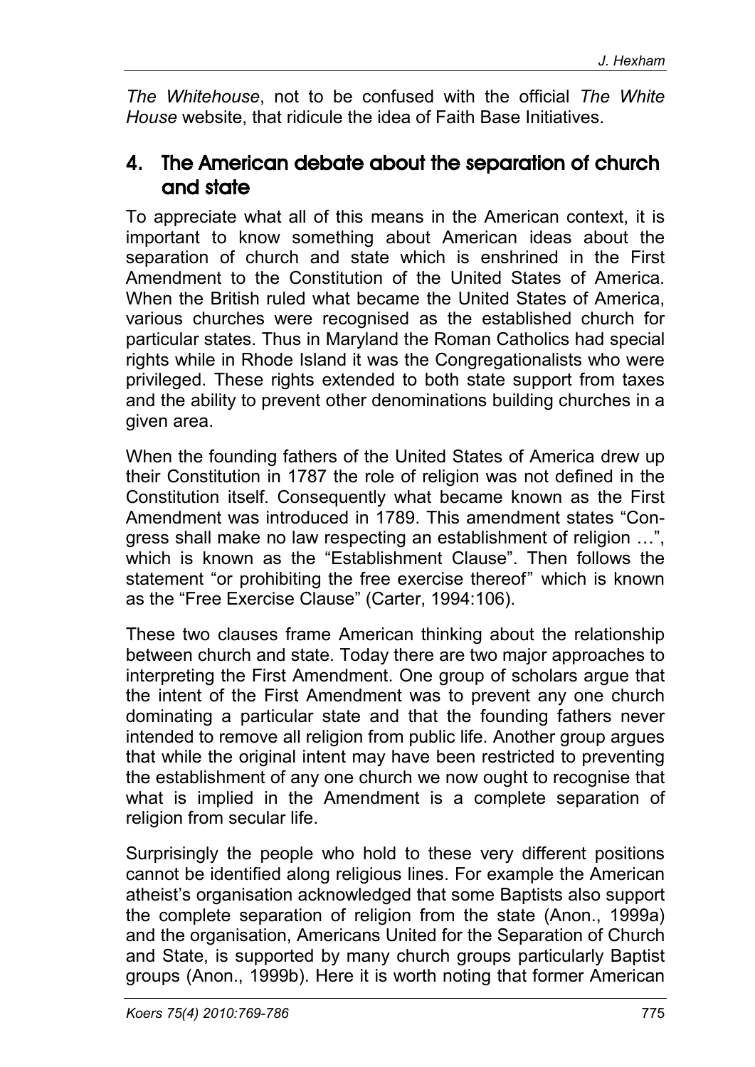*The Whitehouse*, not to be confused with the official *The White House* website, that ridicule the idea of Faith Base Initiatives.

## 4. The American debate about the separation of church and state

To appreciate what all of this means in the American context, it is important to know something about American ideas about the separation of church and state which is enshrined in the First Amendment to the Constitution of the United States of America. When the British ruled what became the United States of America, various churches were recognised as the established church for particular states. Thus in Maryland the Roman Catholics had special rights while in Rhode Island it was the Congregationalists who were privileged. These rights extended to both state support from taxes and the ability to prevent other denominations building churches in a given area.

When the founding fathers of the United States of America drew up their Constitution in 1787 the role of religion was not defined in the Constitution itself. Consequently what became known as the First Amendment was introduced in 1789. This amendment states "Congress shall make no law respecting an establishment of religion …", which is known as the "Establishment Clause". Then follows the statement "or prohibiting the free exercise thereof" which is known as the "Free Exercise Clause" (Carter, 1994:106).

These two clauses frame American thinking about the relationship between church and state. Today there are two major approaches to interpreting the First Amendment. One group of scholars argue that the intent of the First Amendment was to prevent any one church dominating a particular state and that the founding fathers never intended to remove all religion from public life. Another group argues that while the original intent may have been restricted to preventing the establishment of any one church we now ought to recognise that what is implied in the Amendment is a complete separation of religion from secular life.

Surprisingly the people who hold to these very different positions cannot be identified along religious lines. For example the American atheist's organisation acknowledged that some Baptists also support the complete separation of religion from the state (Anon., 1999a) and the organisation, Americans United for the Separation of Church and State, is supported by many church groups particularly Baptist groups (Anon., 1999b). Here it is worth noting that former American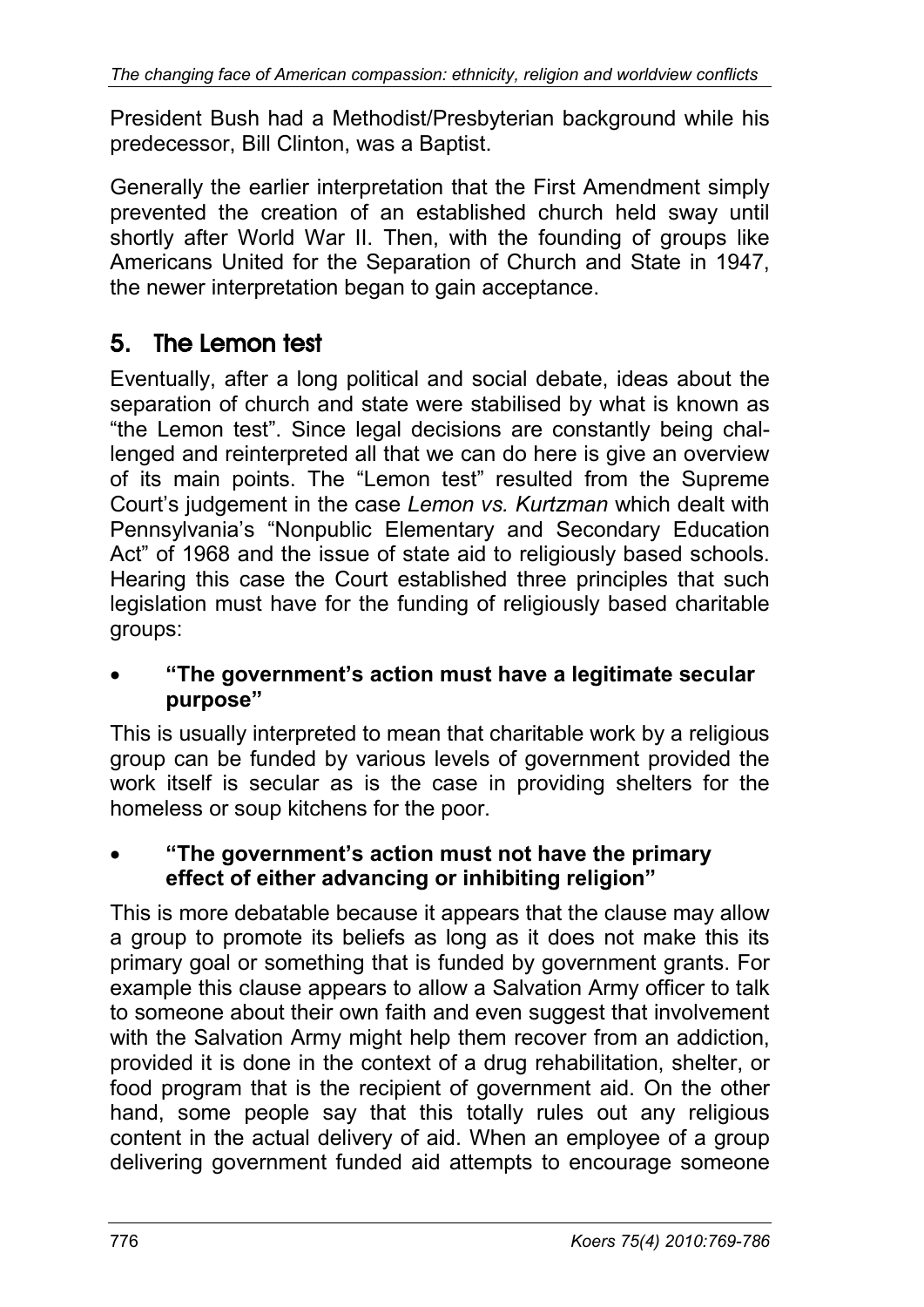President Bush had a Methodist/Presbyterian background while his predecessor, Bill Clinton, was a Baptist.

Generally the earlier interpretation that the First Amendment simply prevented the creation of an established church held sway until shortly after World War II. Then, with the founding of groups like Americans United for the Separation of Church and State in 1947, the newer interpretation began to gain acceptance.

## 5. The Lemon test

Eventually, after a long political and social debate, ideas about the separation of church and state were stabilised by what is known as "the Lemon test". Since legal decisions are constantly being challenged and reinterpreted all that we can do here is give an overview of its main points. The "Lemon test" resulted from the Supreme Court's judgement in the case *Lemon vs. Kurtzman* which dealt with Pennsylvania's "Nonpublic Elementary and Secondary Education Act" of 1968 and the issue of state aid to religiously based schools. Hearing this case the Court established three principles that such legislation must have for the funding of religiously based charitable groups:

- **"The government's action must have a legitimate secular purpose"**

This is usually interpreted to mean that charitable work by a religious group can be funded by various levels of government provided the work itself is secular as is the case in providing shelters for the homeless or soup kitchens for the poor.

- **"The government's action must not have the primary effect of either advancing or inhibiting religion"**

This is more debatable because it appears that the clause may allow a group to promote its beliefs as long as it does not make this its primary goal or something that is funded by government grants. For example this clause appears to allow a Salvation Army officer to talk to someone about their own faith and even suggest that involvement with the Salvation Army might help them recover from an addiction, provided it is done in the context of a drug rehabilitation, shelter, or food program that is the recipient of government aid. On the other hand, some people say that this totally rules out any religious content in the actual delivery of aid. When an employee of a group delivering government funded aid attempts to encourage someone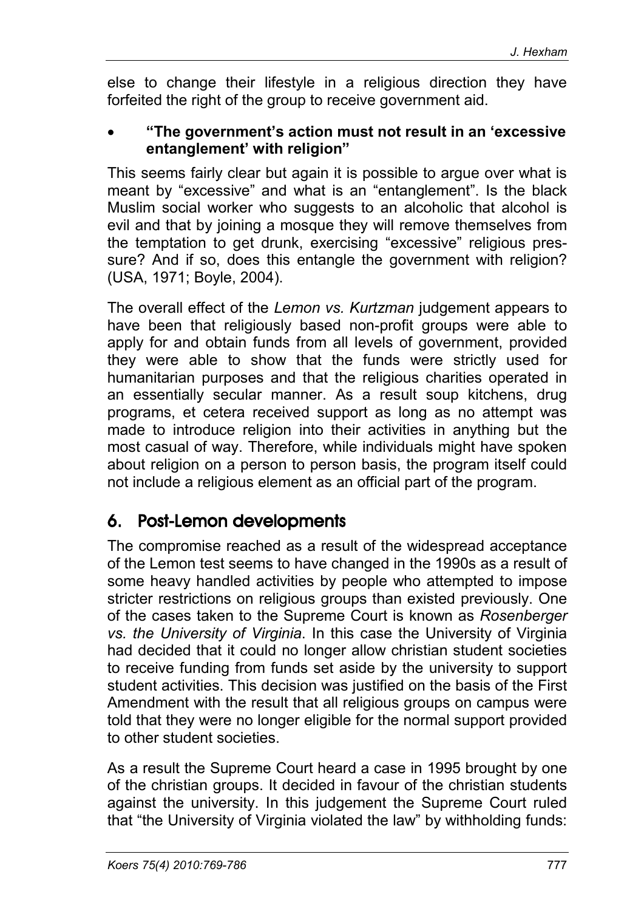else to change their lifestyle in a religious direction they have forfeited the right of the group to receive government aid.

- **"The government's action must not result in an 'excessive entanglement' with religion"**

This seems fairly clear but again it is possible to argue over what is meant by "excessive" and what is an "entanglement". Is the black Muslim social worker who suggests to an alcoholic that alcohol is evil and that by joining a mosque they will remove themselves from the temptation to get drunk, exercising "excessive" religious pressure? And if so, does this entangle the government with religion? (USA, 1971; Boyle, 2004).

The overall effect of the *Lemon vs. Kurtzman* judgement appears to have been that religiously based non-profit groups were able to apply for and obtain funds from all levels of government, provided they were able to show that the funds were strictly used for humanitarian purposes and that the religious charities operated in an essentially secular manner. As a result soup kitchens, drug programs, et cetera received support as long as no attempt was made to introduce religion into their activities in anything but the most casual of way. Therefore, while individuals might have spoken about religion on a person to person basis, the program itself could not include a religious element as an official part of the program.

## 6. Post-Lemon developments

The compromise reached as a result of the widespread acceptance of the Lemon test seems to have changed in the 1990s as a result of some heavy handled activities by people who attempted to impose stricter restrictions on religious groups than existed previously. One of the cases taken to the Supreme Court is known as *Rosenberger vs. the University of Virginia*. In this case the University of Virginia had decided that it could no longer allow christian student societies to receive funding from funds set aside by the university to support student activities. This decision was justified on the basis of the First Amendment with the result that all religious groups on campus were told that they were no longer eligible for the normal support provided to other student societies.

As a result the Supreme Court heard a case in 1995 brought by one of the christian groups. It decided in favour of the christian students against the university. In this judgement the Supreme Court ruled that "the University of Virginia violated the law" by withholding funds: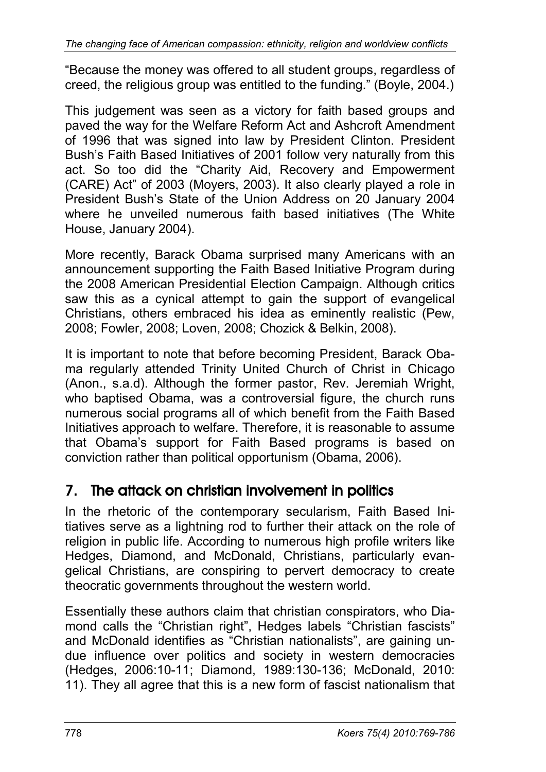"Because the money was offered to all student groups, regardless of creed, the religious group was entitled to the funding." (Boyle, 2004.)

This judgement was seen as a victory for faith based groups and paved the way for the Welfare Reform Act and Ashcroft Amendment of 1996 that was signed into law by President Clinton. President Bush's Faith Based Initiatives of 2001 follow very naturally from this act. So too did the "Charity Aid, Recovery and Empowerment (CARE) Act" of 2003 (Moyers, 2003). It also clearly played a role in President Bush's State of the Union Address on 20 January 2004 where he unveiled numerous faith based initiatives (The White House, January 2004).

More recently, Barack Obama surprised many Americans with an announcement supporting the Faith Based Initiative Program during the 2008 American Presidential Election Campaign. Although critics saw this as a cynical attempt to gain the support of evangelical Christians, others embraced his idea as eminently realistic (Pew, 2008; Fowler, 2008; Loven, 2008; Chozick & Belkin, 2008).

It is important to note that before becoming President, Barack Obama regularly attended Trinity United Church of Christ in Chicago (Anon., s.a.d). Although the former pastor, Rev. Jeremiah Wright, who baptised Obama, was a controversial figure, the church runs numerous social programs all of which benefit from the Faith Based Initiatives approach to welfare. Therefore, it is reasonable to assume that Obama's support for Faith Based programs is based on conviction rather than political opportunism (Obama, 2006).

## 7. The attack on christian involvement in politics

In the rhetoric of the contemporary secularism, Faith Based Initiatives serve as a lightning rod to further their attack on the role of religion in public life. According to numerous high profile writers like Hedges, Diamond, and McDonald, Christians, particularly evangelical Christians, are conspiring to pervert democracy to create theocratic governments throughout the western world.

Essentially these authors claim that christian conspirators, who Diamond calls the "Christian right", Hedges labels "Christian fascists" and McDonald identifies as "Christian nationalists", are gaining undue influence over politics and society in western democracies (Hedges, 2006:10-11; Diamond, 1989:130-136; McDonald, 2010: 11). They all agree that this is a new form of fascist nationalism that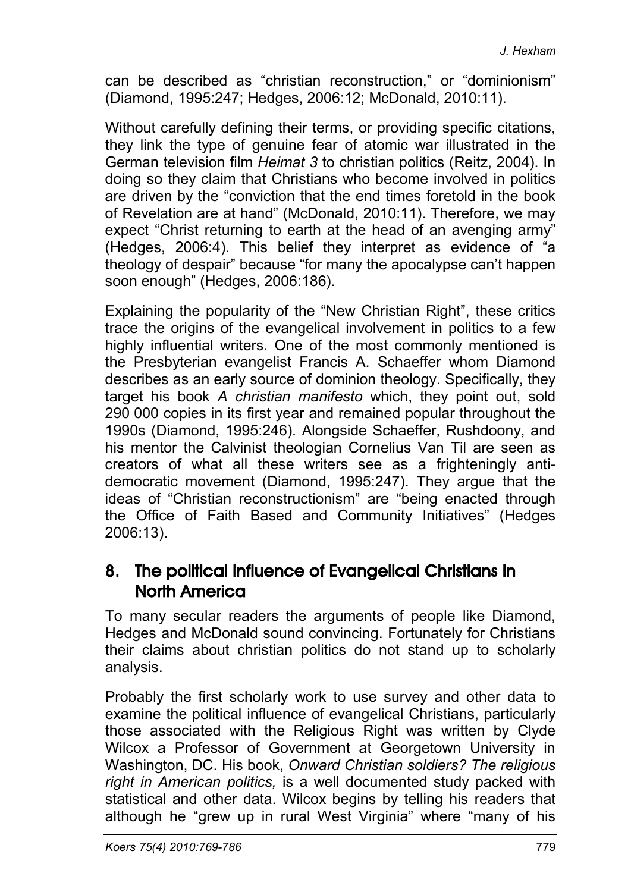can be described as "christian reconstruction," or "dominionism" (Diamond, 1995:247; Hedges, 2006:12; McDonald, 2010:11).

Without carefully defining their terms, or providing specific citations, they link the type of genuine fear of atomic war illustrated in the German television film *Heimat 3* to christian politics (Reitz, 2004). In doing so they claim that Christians who become involved in politics are driven by the "conviction that the end times foretold in the book of Revelation are at hand" (McDonald, 2010:11). Therefore, we may expect "Christ returning to earth at the head of an avenging army" (Hedges, 2006:4). This belief they interpret as evidence of "a theology of despair" because "for many the apocalypse can't happen soon enough" (Hedges, 2006:186).

Explaining the popularity of the "New Christian Right", these critics trace the origins of the evangelical involvement in politics to a few highly influential writers. One of the most commonly mentioned is the Presbyterian evangelist Francis A. Schaeffer whom Diamond describes as an early source of dominion theology. Specifically, they target his book *A christian manifesto* which, they point out, sold 290 000 copies in its first year and remained popular throughout the 1990s (Diamond, 1995:246). Alongside Schaeffer, Rushdoony, and his mentor the Calvinist theologian Cornelius Van Til are seen as creators of what all these writers see as a frighteningly anti-democratic movement (Diamond, 1995:247). They argue that the ideas of "Christian reconstructionism" are "being enacted through the Office of Faith Based and Community Initiatives" (Hedges 2006:13).

## 8. The political influence of Evangelical Christians in North America

To many secular readers the arguments of people like Diamond, Hedges and McDonald sound convincing. Fortunately for Christians their claims about christian politics do not stand up to scholarly analysis.

Probably the first scholarly work to use survey and other data to examine the political influence of evangelical Christians, particularly those associated with the Religious Right was written by Clyde Wilcox a Professor of Government at Georgetown University in Washington, DC. His book, *Onward Christian soldiers? The religious right in American politics,* is a well documented study packed with statistical and other data. Wilcox begins by telling his readers that although he "grew up in rural West Virginia" where "many of his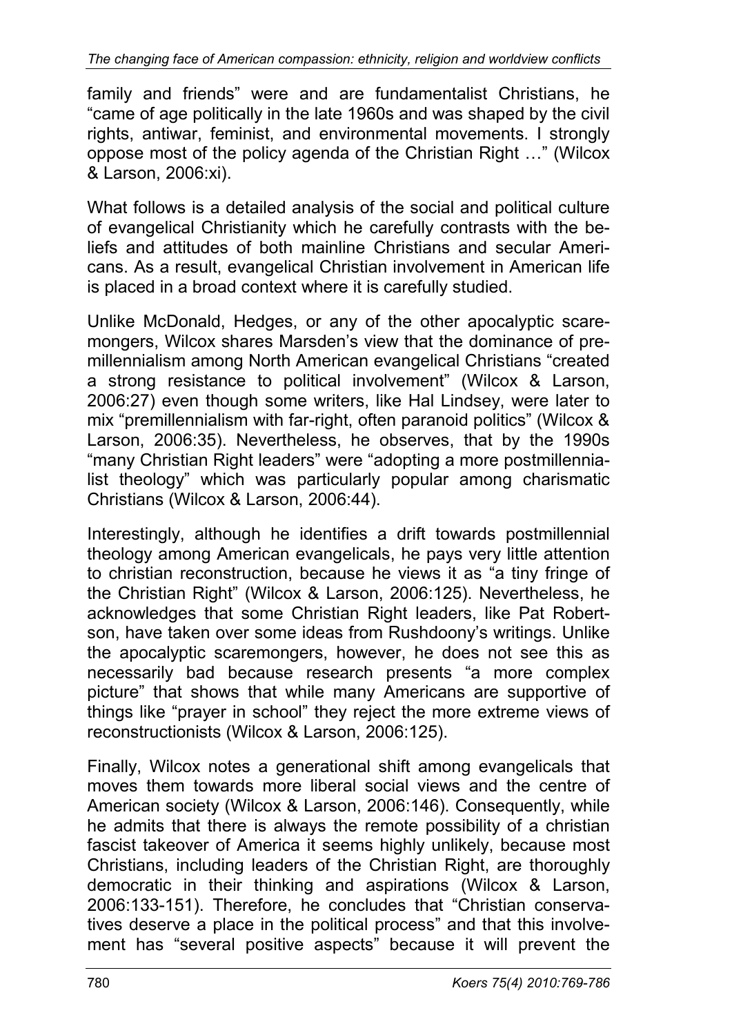family and friends" were and are fundamentalist Christians, he "came of age politically in the late 1960s and was shaped by the civil rights, antiwar, feminist, and environmental movements. I strongly oppose most of the policy agenda of the Christian Right …" (Wilcox & Larson, 2006:xi).

What follows is a detailed analysis of the social and political culture of evangelical Christianity which he carefully contrasts with the beliefs and attitudes of both mainline Christians and secular Americans. As a result, evangelical Christian involvement in American life is placed in a broad context where it is carefully studied.

Unlike McDonald, Hedges, or any of the other apocalyptic scaremongers, Wilcox shares Marsden's view that the dominance of premillennialism among North American evangelical Christians "created a strong resistance to political involvement" (Wilcox & Larson, 2006:27) even though some writers, like Hal Lindsey, were later to mix "premillennialism with far-right, often paranoid politics" (Wilcox & Larson, 2006:35). Nevertheless, he observes, that by the 1990s "many Christian Right leaders" were "adopting a more postmillennialist theology" which was particularly popular among charismatic Christians (Wilcox & Larson, 2006:44).

Interestingly, although he identifies a drift towards postmillennial theology among American evangelicals, he pays very little attention to christian reconstruction, because he views it as "a tiny fringe of the Christian Right" (Wilcox & Larson, 2006:125). Nevertheless, he acknowledges that some Christian Right leaders, like Pat Robertson, have taken over some ideas from Rushdoony's writings. Unlike the apocalyptic scaremongers, however, he does not see this as necessarily bad because research presents "a more complex picture" that shows that while many Americans are supportive of things like "prayer in school" they reject the more extreme views of reconstructionists (Wilcox & Larson, 2006:125).

Finally, Wilcox notes a generational shift among evangelicals that moves them towards more liberal social views and the centre of American society (Wilcox & Larson, 2006:146). Consequently, while he admits that there is always the remote possibility of a christian fascist takeover of America it seems highly unlikely, because most Christians, including leaders of the Christian Right, are thoroughly democratic in their thinking and aspirations (Wilcox & Larson, 2006:133-151). Therefore, he concludes that "Christian conservatives deserve a place in the political process" and that this involvement has "several positive aspects" because it will prevent the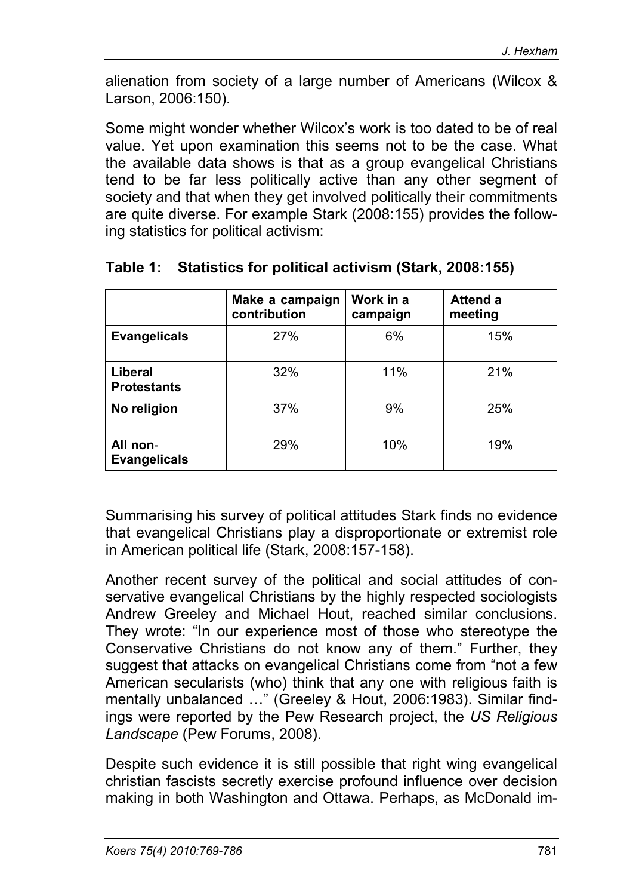alienation from society of a large number of Americans (Wilcox & Larson, 2006:150).

Some might wonder whether Wilcox's work is too dated to be of real value. Yet upon examination this seems not to be the case. What the available data shows is that as a group evangelical Christians tend to be far less politically active than any other segment of society and that when they get involved politically their commitments are quite diverse. For example Stark (2008:155) provides the following statistics for political activism:

**Table 1: Statistics for political activism (Stark, 2008:155)**

| | Make a campaign contribution | Work in a campaign | Attend a meeting |
|---|---|---|---|
| **Evangelicals** | 27% | 6% | 15% |
| **Liberal Protestants** | 32% | 11% | 21% |
| **No religion** | 37% | 9% | 25% |
| **All non-Evangelicals** | 29% | 10% | 19% |

Summarising his survey of political attitudes Stark finds no evidence that evangelical Christians play a disproportionate or extremist role in American political life (Stark, 2008:157-158).

Another recent survey of the political and social attitudes of conservative evangelical Christians by the highly respected sociologists Andrew Greeley and Michael Hout, reached similar conclusions. They wrote: "In our experience most of those who stereotype the Conservative Christians do not know any of them." Further, they suggest that attacks on evangelical Christians come from "not a few American secularists (who) think that any one with religious faith is mentally unbalanced …" (Greeley & Hout, 2006:1983). Similar findings were reported by the Pew Research project, the *US Religious Landscape* (Pew Forums, 2008).

Despite such evidence it is still possible that right wing evangelical christian fascists secretly exercise profound influence over decision making in both Washington and Ottawa. Perhaps, as McDonald im-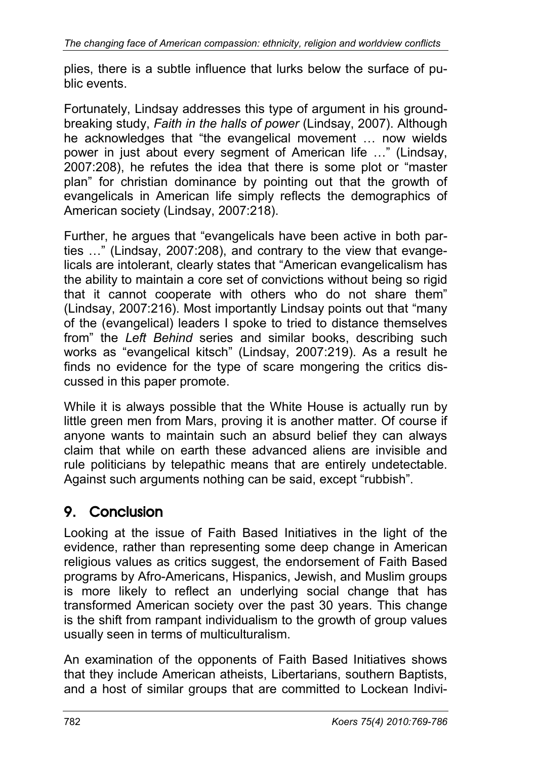plies, there is a subtle influence that lurks below the surface of public events.

Fortunately, Lindsay addresses this type of argument in his groundbreaking study, *Faith in the halls of power* (Lindsay, 2007). Although he acknowledges that "the evangelical movement … now wields power in just about every segment of American life …" (Lindsay, 2007:208), he refutes the idea that there is some plot or "master plan" for christian dominance by pointing out that the growth of evangelicals in American life simply reflects the demographics of American society (Lindsay, 2007:218).

Further, he argues that "evangelicals have been active in both parties …" (Lindsay, 2007:208), and contrary to the view that evangelicals are intolerant, clearly states that "American evangelicalism has the ability to maintain a core set of convictions without being so rigid that it cannot cooperate with others who do not share them" (Lindsay, 2007:216). Most importantly Lindsay points out that "many of the (evangelical) leaders I spoke to tried to distance themselves from" the *Left Behind* series and similar books, describing such works as "evangelical kitsch" (Lindsay, 2007:219). As a result he finds no evidence for the type of scare mongering the critics discussed in this paper promote.

While it is always possible that the White House is actually run by little green men from Mars, proving it is another matter. Of course if anyone wants to maintain such an absurd belief they can always claim that while on earth these advanced aliens are invisible and rule politicians by telepathic means that are entirely undetectable. Against such arguments nothing can be said, except "rubbish".

## 9. Conclusion

Looking at the issue of Faith Based Initiatives in the light of the evidence, rather than representing some deep change in American religious values as critics suggest, the endorsement of Faith Based programs by Afro-Americans, Hispanics, Jewish, and Muslim groups is more likely to reflect an underlying social change that has transformed American society over the past 30 years. This change is the shift from rampant individualism to the growth of group values usually seen in terms of multiculturalism.

An examination of the opponents of Faith Based Initiatives shows that they include American atheists, Libertarians, southern Baptists, and a host of similar groups that are committed to Lockean Indivi-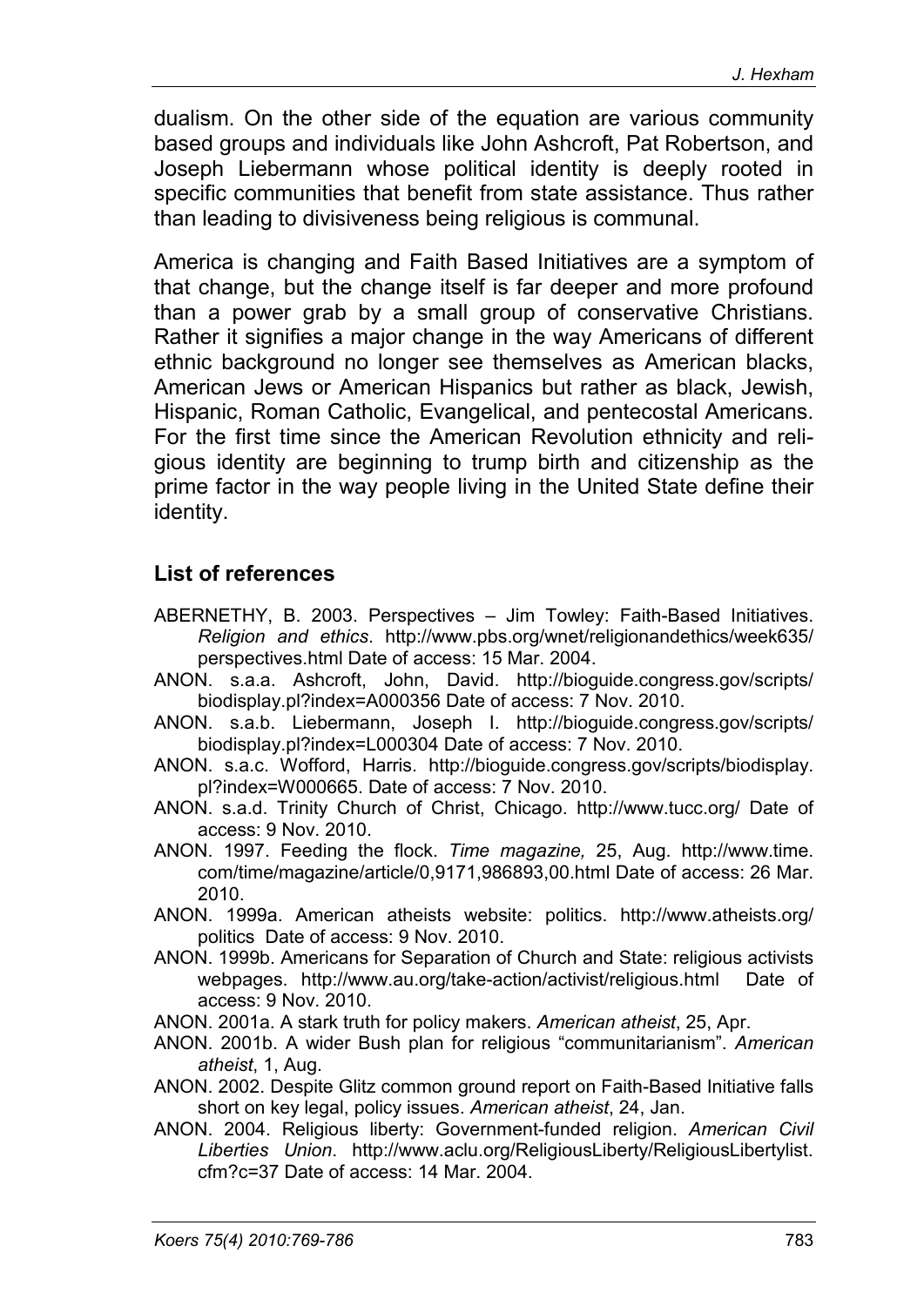dualism. On the other side of the equation are various community based groups and individuals like John Ashcroft, Pat Robertson, and Joseph Liebermann whose political identity is deeply rooted in specific communities that benefit from state assistance. Thus rather than leading to divisiveness being religious is communal.

America is changing and Faith Based Initiatives are a symptom of that change, but the change itself is far deeper and more profound than a power grab by a small group of conservative Christians. Rather it signifies a major change in the way Americans of different ethnic background no longer see themselves as American blacks, American Jews or American Hispanics but rather as black, Jewish, Hispanic, Roman Catholic, Evangelical, and pentecostal Americans. For the first time since the American Revolution ethnicity and religious identity are beginning to trump birth and citizenship as the prime factor in the way people living in the United State define their identity.

## List of references

ABERNETHY, B. 2003. Perspectives – Jim Towley: Faith-Based Initiatives. *Religion and ethics*. http://www.pbs.org/wnet/religionandethics/week635/perspectives.html Date of access: 15 Mar. 2004.

ANON. s.a.a. Ashcroft, John, David. http://bioguide.congress.gov/scripts/biodisplay.pl?index=A000356 Date of access: 7 Nov. 2010.

ANON. s.a.b. Liebermann, Joseph I. http://bioguide.congress.gov/scripts/biodisplay.pl?index=L000304 Date of access: 7 Nov. 2010.

ANON. s.a.c. Wofford, Harris. http://bioguide.congress.gov/scripts/biodisplay.pl?index=W000665. Date of access: 7 Nov. 2010.

ANON. s.a.d. Trinity Church of Christ, Chicago. http://www.tucc.org/ Date of access: 9 Nov. 2010.

ANON. 1997. Feeding the flock. *Time magazine,* 25, Aug. http://www.time.com/time/magazine/article/0,9171,986893,00.html Date of access: 26 Mar. 2010.

ANON. 1999a. American atheists website: politics. http://www.atheists.org/politics Date of access: 9 Nov. 2010.

ANON. 1999b. Americans for Separation of Church and State: religious activists webpages. http://www.au.org/take-action/activist/religious.html Date of access: 9 Nov. 2010.

ANON. 2001a. A stark truth for policy makers. *American atheist*, 25, Apr.

ANON. 2001b. A wider Bush plan for religious "communitarianism". *American atheist*, 1, Aug.

ANON. 2002. Despite Glitz common ground report on Faith-Based Initiative falls short on key legal, policy issues. *American atheist*, 24, Jan.

ANON. 2004. Religious liberty: Government-funded religion. *American Civil Liberties Union*. http://www.aclu.org/ReligiousLiberty/ReligiousLibertylist.cfm?c=37 Date of access: 14 Mar. 2004.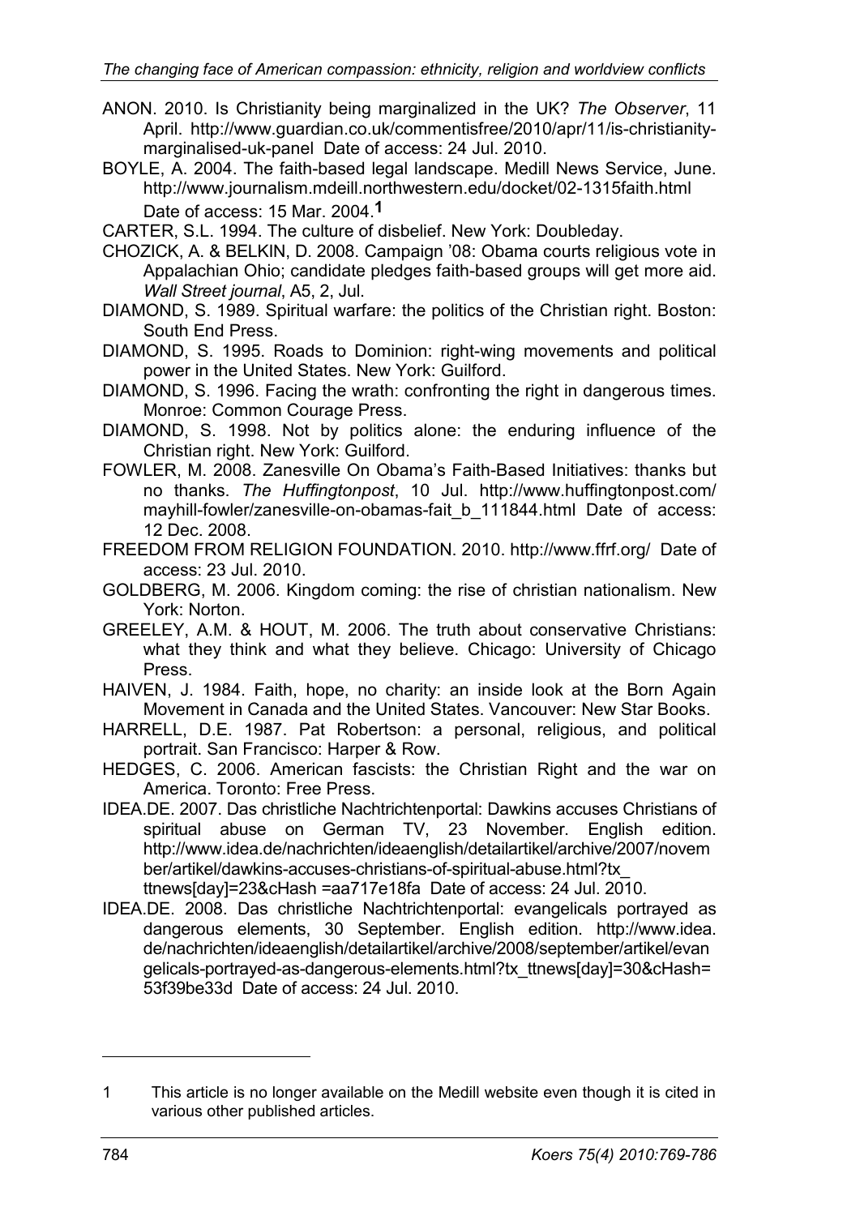ANON. 2010. Is Christianity being marginalized in the UK? *The Observer*, 11 April. http://www.guardian.co.uk/commentisfree/2010/apr/11/is-christianity-marginalised-uk-panel Date of access: 24 Jul. 2010.

BOYLE, A. 2004. The faith-based legal landscape. Medill News Service, June. http://www.journalism.mdeill.northwestern.edu/docket/02-1315faith.html Date of access: 15 Mar. 2004.[1]

CARTER, S.L. 1994. The culture of disbelief. New York: Doubleday.

CHOZICK, A. & BELKIN, D. 2008. Campaign '08: Obama courts religious vote in Appalachian Ohio; candidate pledges faith-based groups will get more aid. *Wall Street journal*, A5, 2, Jul.

DIAMOND, S. 1989. Spiritual warfare: the politics of the Christian right. Boston: South End Press.

DIAMOND, S. 1995. Roads to Dominion: right-wing movements and political power in the United States. New York: Guilford.

DIAMOND, S. 1996. Facing the wrath: confronting the right in dangerous times. Monroe: Common Courage Press.

DIAMOND, S. 1998. Not by politics alone: the enduring influence of the Christian right. New York: Guilford.

FOWLER, M. 2008. Zanesville On Obama's Faith-Based Initiatives: thanks but no thanks. *The Huffingtonpost*, 10 Jul. http://www.huffingtonpost.com/mayhill-fowler/zanesville-on-obamas-fait_b_111844.html Date of access: 12 Dec. 2008.

FREEDOM FROM RELIGION FOUNDATION. 2010. http://www.ffrf.org/ Date of access: 23 Jul. 2010.

GOLDBERG, M. 2006. Kingdom coming: the rise of christian nationalism. New York: Norton.

GREELEY, A.M. & HOUT, M. 2006. The truth about conservative Christians: what they think and what they believe. Chicago: University of Chicago Press.

HAIVEN, J. 1984. Faith, hope, no charity: an inside look at the Born Again Movement in Canada and the United States. Vancouver: New Star Books.

HARRELL, D.E. 1987. Pat Robertson: a personal, religious, and political portrait. San Francisco: Harper & Row.

HEDGES, C. 2006. American fascists: the Christian Right and the war on America. Toronto: Free Press.

IDEA.DE. 2007. Das christliche Nachrichtenportal: Dawkins accuses Christians of spiritual abuse on German TV, 23 November. English edition. http://www.idea.de/nachrichten/ideaenglish/detailartikel/archive/2007/november/artikel/dawkins-accuses-christians-of-spiritual-abuse.html?tx_ttnews[day]=23&cHash =aa717e18fa Date of access: 24 Jul. 2010.

IDEA.DE. 2008. Das christliche Nachrichtenportal: evangelicals portrayed as dangerous elements, 30 September. English edition. http://www.idea.de/nachrichten/ideaenglish/detailartikel/archive/2008/september/artikel/evangelicals-portrayed-as-dangerous-elements.html?tx_ttnews[day]=30&cHash=53f39be33d Date of access: 24 Jul. 2010.

---

1 This article is no longer available on the Medill website even though it is cited in various other published articles.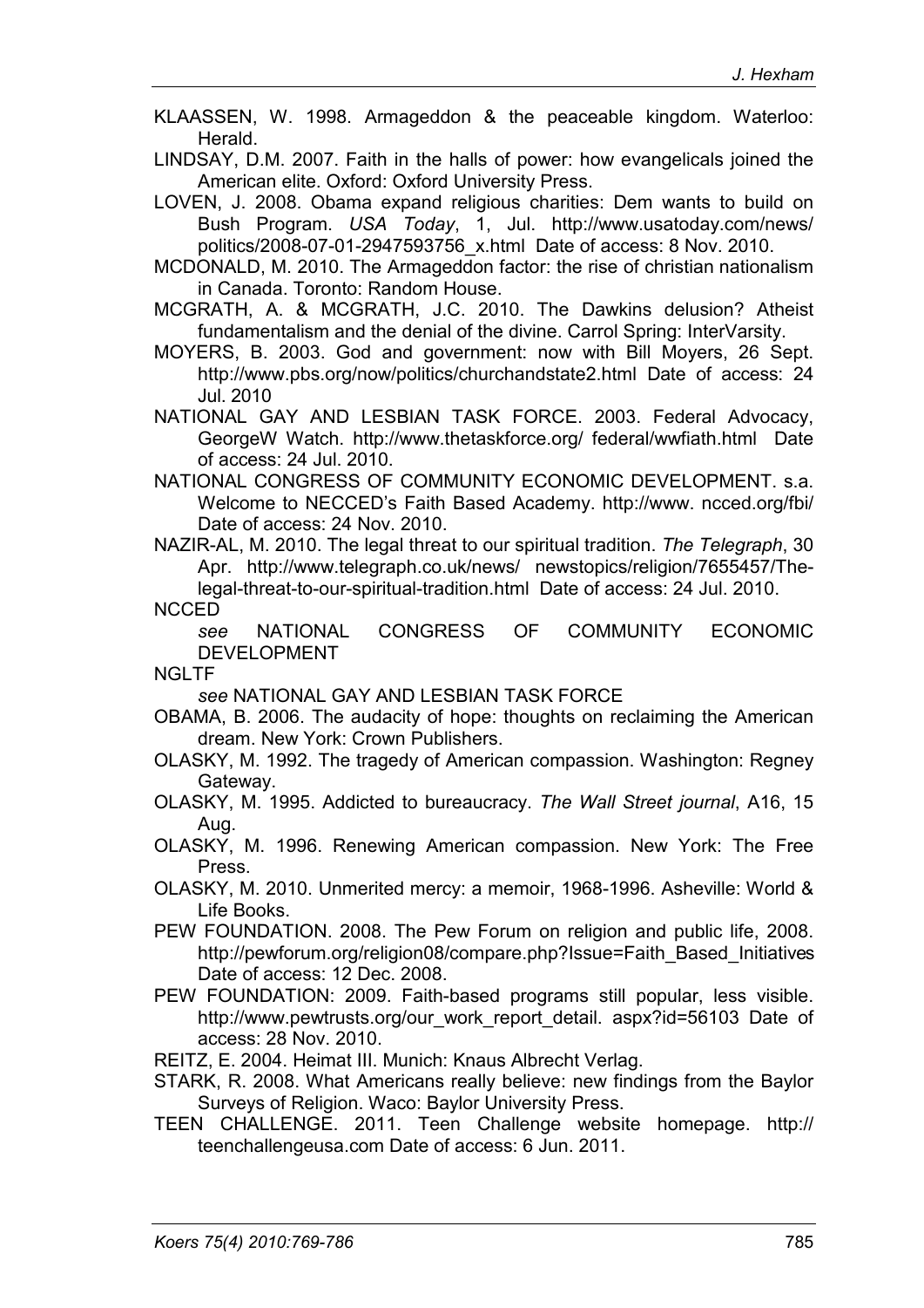KLAASSEN, W. 1998. Armageddon & the peaceable kingdom. Waterloo: Herald.

LINDSAY, D.M. 2007. Faith in the halls of power: how evangelicals joined the American elite. Oxford: Oxford University Press.

LOVEN, J. 2008. Obama expand religious charities: Dem wants to build on Bush Program. *USA Today*, 1, Jul. http://www.usatoday.com/news/politics/2008-07-01-2947593756_x.html Date of access: 8 Nov. 2010.

MCDONALD, M. 2010. The Armageddon factor: the rise of christian nationalism in Canada. Toronto: Random House.

MCGRATH, A. & MCGRATH, J.C. 2010. The Dawkins delusion? Atheist fundamentalism and the denial of the divine. Carrol Spring: InterVarsity.

MOYERS, B. 2003. God and government: now with Bill Moyers, 26 Sept. http://www.pbs.org/now/politics/churchandstate2.html Date of access: 24 Jul. 2010

NATIONAL GAY AND LESBIAN TASK FORCE. 2003. Federal Advocacy, GeorgeW Watch. http://www.thetaskforce.org/ federal/wwfiath.html Date of access: 24 Jul. 2010.

NATIONAL CONGRESS OF COMMUNITY ECONOMIC DEVELOPMENT. s.a. Welcome to NECCED's Faith Based Academy. http://www. ncced.org/fbi/ Date of access: 24 Nov. 2010.

NAZIR-AL, M. 2010. The legal threat to our spiritual tradition. *The Telegraph*, 30 Apr. http://www.telegraph.co.uk/news/ newstopics/religion/7655457/The-legal-threat-to-our-spiritual-tradition.html Date of access: 24 Jul. 2010.

NCCED
*see* NATIONAL CONGRESS OF COMMUNITY ECONOMIC DEVELOPMENT

NGLTF
*see* NATIONAL GAY AND LESBIAN TASK FORCE

OBAMA, B. 2006. The audacity of hope: thoughts on reclaiming the American dream. New York: Crown Publishers.

OLASKY, M. 1992. The tragedy of American compassion. Washington: Regney Gateway.

OLASKY, M. 1995. Addicted to bureaucracy. *The Wall Street journal*, A16, 15 Aug.

OLASKY, M. 1996. Renewing American compassion. New York: The Free Press.

OLASKY, M. 2010. Unmerited mercy: a memoir, 1968-1996. Asheville: World & Life Books.

PEW FOUNDATION. 2008. The Pew Forum on religion and public life, 2008. http://pewforum.org/religion08/compare.php?Issue=Faith_Based_Initiatives Date of access: 12 Dec. 2008.

PEW FOUNDATION: 2009. Faith-based programs still popular, less visible. http://www.pewtrusts.org/our_work_report_detail. aspx?id=56103 Date of access: 28 Nov. 2010.

REITZ, E. 2004. Heimat III. Munich: Knaus Albrecht Verlag.

STARK, R. 2008. What Americans really believe: new findings from the Baylor Surveys of Religion. Waco: Baylor University Press.

TEEN CHALLENGE. 2011. Teen Challenge website homepage. http:// teenchallengeusa.com Date of access: 6 Jun. 2011.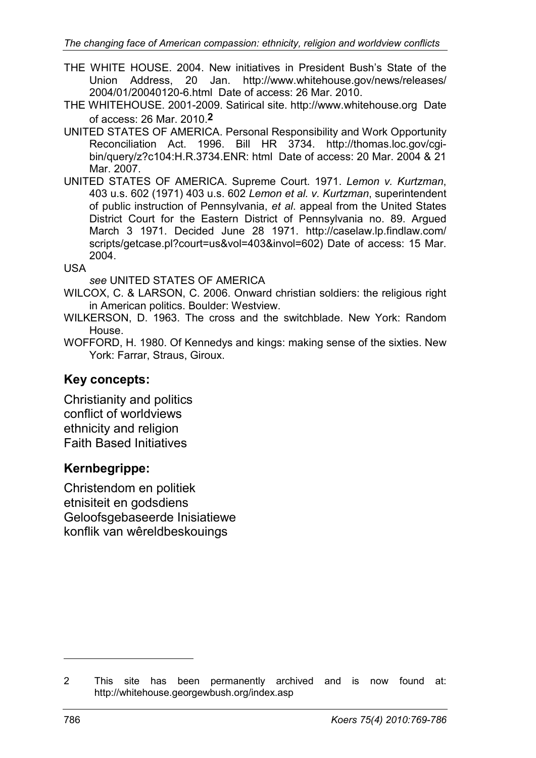THE WHITE HOUSE. 2004. New initiatives in President Bush's State of the Union Address, 20 Jan. http://www.whitehouse.gov/news/releases/2004/01/20040120-6.html Date of access: 26 Mar. 2010.

THE WHITEHOUSE. 2001-2009. Satirical site. http://www.whitehouse.org Date of access: 26 Mar. 2010.[2]

UNITED STATES OF AMERICA. Personal Responsibility and Work Opportunity Reconciliation Act. 1996. Bill HR 3734. http://thomas.loc.gov/cgi-bin/query/z?c104:H.R.3734.ENR: html Date of access: 20 Mar. 2004 & 21 Mar. 2007.

UNITED STATES OF AMERICA. Supreme Court. 1971. *Lemon v. Kurtzman*, 403 u.s. 602 (1971) 403 u.s. 602 *Lemon et al. v. Kurtzman*, superintendent of public instruction of Pennsylvania, *et al*. appeal from the United States District Court for the Eastern District of Pennsylvania no. 89. Argued March 3 1971. Decided June 28 1971. http://caselaw.lp.findlaw.com/scripts/getcase.pl?court=us&vol=403&invol=602) Date of access: 15 Mar. 2004.

USA
*see* UNITED STATES OF AMERICA

WILCOX, C. & LARSON, C. 2006. Onward christian soldiers: the religious right in American politics. Boulder: Westview.

WILKERSON, D. 1963. The cross and the switchblade. New York: Random House.

WOFFORD, H. 1980. Of Kennedys and kings: making sense of the sixties. New York: Farrar, Straus, Giroux.

## Key concepts:

Christianity and politics
conflict of worldviews
ethnicity and religion
Faith Based Initiatives

## Kernbegrippe:

Christendom en politiek
etnisiteit en godsdiens
Geloofsgebaseerde Inisiatiewe
konflik van wêreldbeskouings

---

2 This site has been permanently archived and is now found at: http://whitehouse.georgewbush.org/index.asp